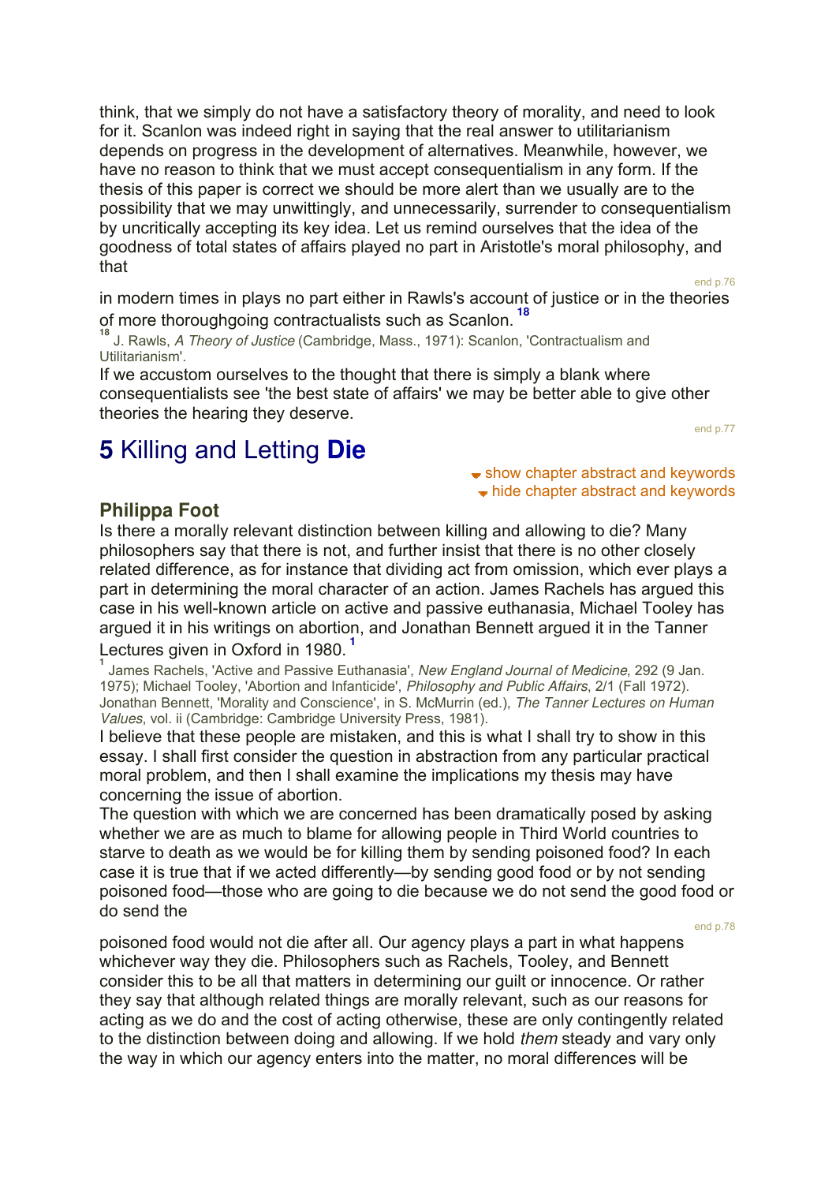think, that we simply do not have a satisfactory theory of morality, and need to look for it. Scanlon was indeed right in saying that the real answer to utilitarianism depends on progress in the development of alternatives. Meanwhile, however, we have no reason to think that we must accept consequentialism in any form. If the thesis of this paper is correct we should be more alert than we usually are to the possibility that we may unwittingly, and unnecessarily, surrender to consequentialism by uncritically accepting its key idea. Let us remind ourselves that the idea of the goodness of total states of affairs played no part in Aristotle's moral philosophy, and that

in modern times in plays no part either in Rawls's account of justice or in the theories of more thoroughgoing contractualists such as Scanlon.[18]

[18] J. Rawls, *A Theory of Justice* (Cambridge, Mass., 1971): Scanlon, 'Contractualism and Utilitarianism'.

If we accustom ourselves to the thought that there is simply a blank where consequentialists see 'the best state of affairs' we may be better able to give other theories the hearing they deserve.

# 5 Killing and Letting **Die**

## Philippa Foot

Is there a morally relevant distinction between killing and allowing to die? Many philosophers say that there is not, and further insist that there is no other closely related difference, as for instance that dividing act from omission, which ever plays a part in determining the moral character of an action. James Rachels has argued this case in his well-known article on active and passive euthanasia, Michael Tooley has argued it in his writings on abortion, and Jonathan Bennett argued it in the Tanner Lectures given in Oxford in 1980.[1]

[1] James Rachels, 'Active and Passive Euthanasia', *New England Journal of Medicine*, 292 (9 Jan. 1975); Michael Tooley, 'Abortion and Infanticide', *Philosophy and Public Affairs*, 2/1 (Fall 1972). Jonathan Bennett, 'Morality and Conscience', in S. McMurrin (ed.), *The Tanner Lectures on Human Values*, vol. ii (Cambridge: Cambridge University Press, 1981).

I believe that these people are mistaken, and this is what I shall try to show in this essay. I shall first consider the question in abstraction from any particular practical moral problem, and then I shall examine the implications my thesis may have concerning the issue of abortion.

The question with which we are concerned has been dramatically posed by asking whether we are as much to blame for allowing people in Third World countries to starve to death as we would be for killing them by sending poisoned food? In each case it is true that if we acted differently—by sending good food or by not sending poisoned food—those who are going to die because we do not send the good food or do send the

poisoned food would not die after all. Our agency plays a part in what happens whichever way they die. Philosophers such as Rachels, Tooley, and Bennett consider this to be all that matters in determining our guilt or innocence. Or rather they say that although related things are morally relevant, such as our reasons for acting as we do and the cost of acting otherwise, these are only contingently related to the distinction between doing and allowing. If we hold *them* steady and vary only the way in which our agency enters into the matter, no moral differences will be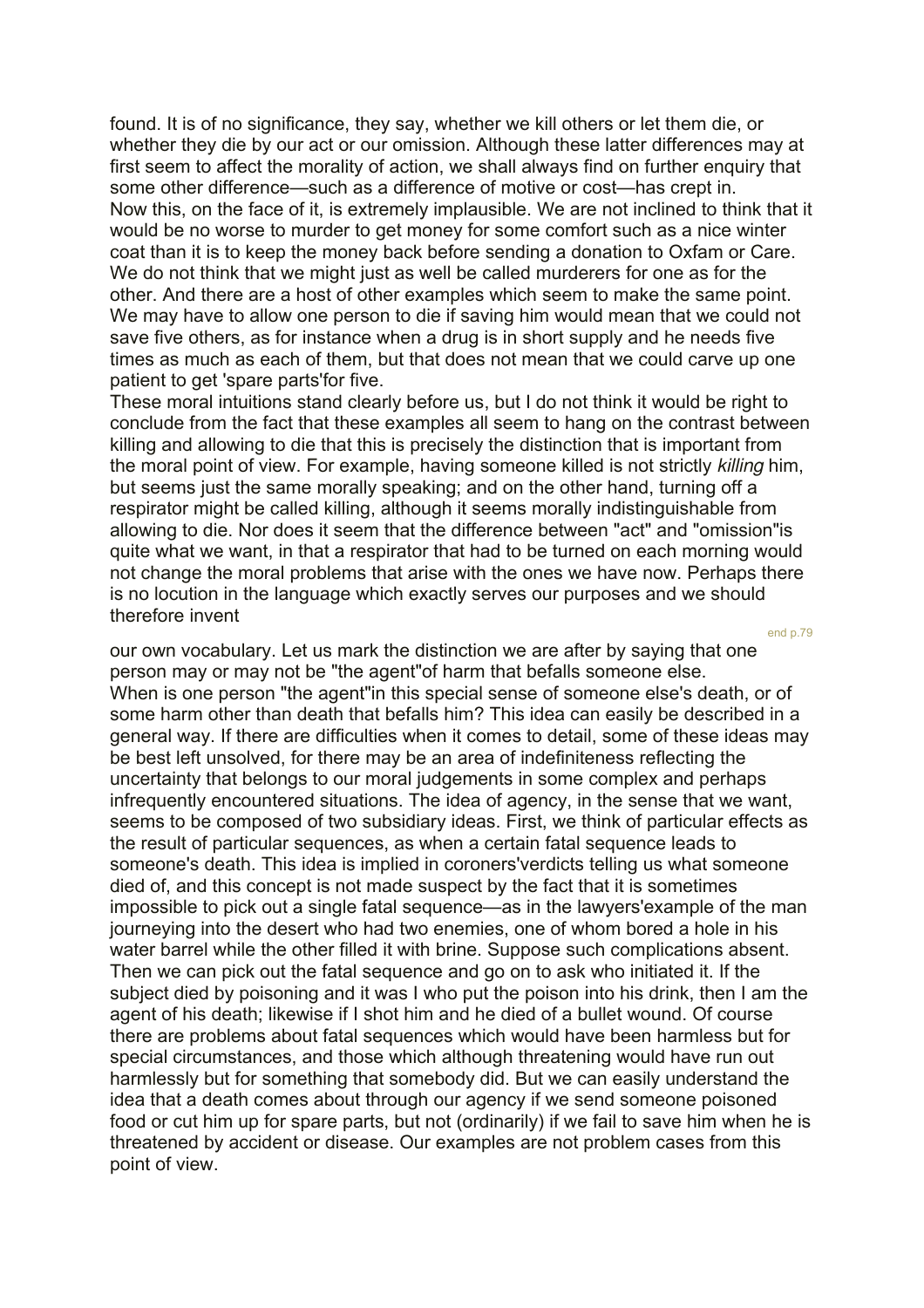found. It is of no significance, they say, whether we kill others or let them die, or whether they die by our act or our omission. Although these latter differences may at first seem to affect the morality of action, we shall always find on further enquiry that some other difference—such as a difference of motive or cost—has crept in.

Now this, on the face of it, is extremely implausible. We are not inclined to think that it would be no worse to murder to get money for some comfort such as a nice winter coat than it is to keep the money back before sending a donation to Oxfam or Care. We do not think that we might just as well be called murderers for one as for the other. And there are a host of other examples which seem to make the same point. We may have to allow one person to die if saving him would mean that we could not save five others, as for instance when a drug is in short supply and he needs five times as much as each of them, but that does not mean that we could carve up one patient to get 'spare parts'for five.

These moral intuitions stand clearly before us, but I do not think it would be right to conclude from the fact that these examples all seem to hang on the contrast between killing and allowing to die that this is precisely the distinction that is important from the moral point of view. For example, having someone killed is not strictly *killing* him, but seems just the same morally speaking; and on the other hand, turning off a respirator might be called killing, although it seems morally indistinguishable from allowing to die. Nor does it seem that the difference between "act" and "omission"is quite what we want, in that a respirator that had to be turned on each morning would not change the moral problems that arise with the ones we have now. Perhaps there is no locution in the language which exactly serves our purposes and we should therefore invent

end p.79

our own vocabulary. Let us mark the distinction we are after by saying that one person may or may not be "the agent"of harm that befalls someone else.

When is one person "the agent"in this special sense of someone else's death, or of some harm other than death that befalls him? This idea can easily be described in a general way. If there are difficulties when it comes to detail, some of these ideas may be best left unsolved, for there may be an area of indefiniteness reflecting the uncertainty that belongs to our moral judgements in some complex and perhaps infrequently encountered situations. The idea of agency, in the sense that we want, seems to be composed of two subsidiary ideas. First, we think of particular effects as the result of particular sequences, as when a certain fatal sequence leads to someone's death. This idea is implied in coroners'verdicts telling us what someone died of, and this concept is not made suspect by the fact that it is sometimes impossible to pick out a single fatal sequence—as in the lawyers'example of the man journeying into the desert who had two enemies, one of whom bored a hole in his water barrel while the other filled it with brine. Suppose such complications absent. Then we can pick out the fatal sequence and go on to ask who initiated it. If the subject died by poisoning and it was I who put the poison into his drink, then I am the agent of his death; likewise if I shot him and he died of a bullet wound. Of course there are problems about fatal sequences which would have been harmless but for special circumstances, and those which although threatening would have run out harmlessly but for something that somebody did. But we can easily understand the idea that a death comes about through our agency if we send someone poisoned food or cut him up for spare parts, but not (ordinarily) if we fail to save him when he is threatened by accident or disease. Our examples are not problem cases from this point of view.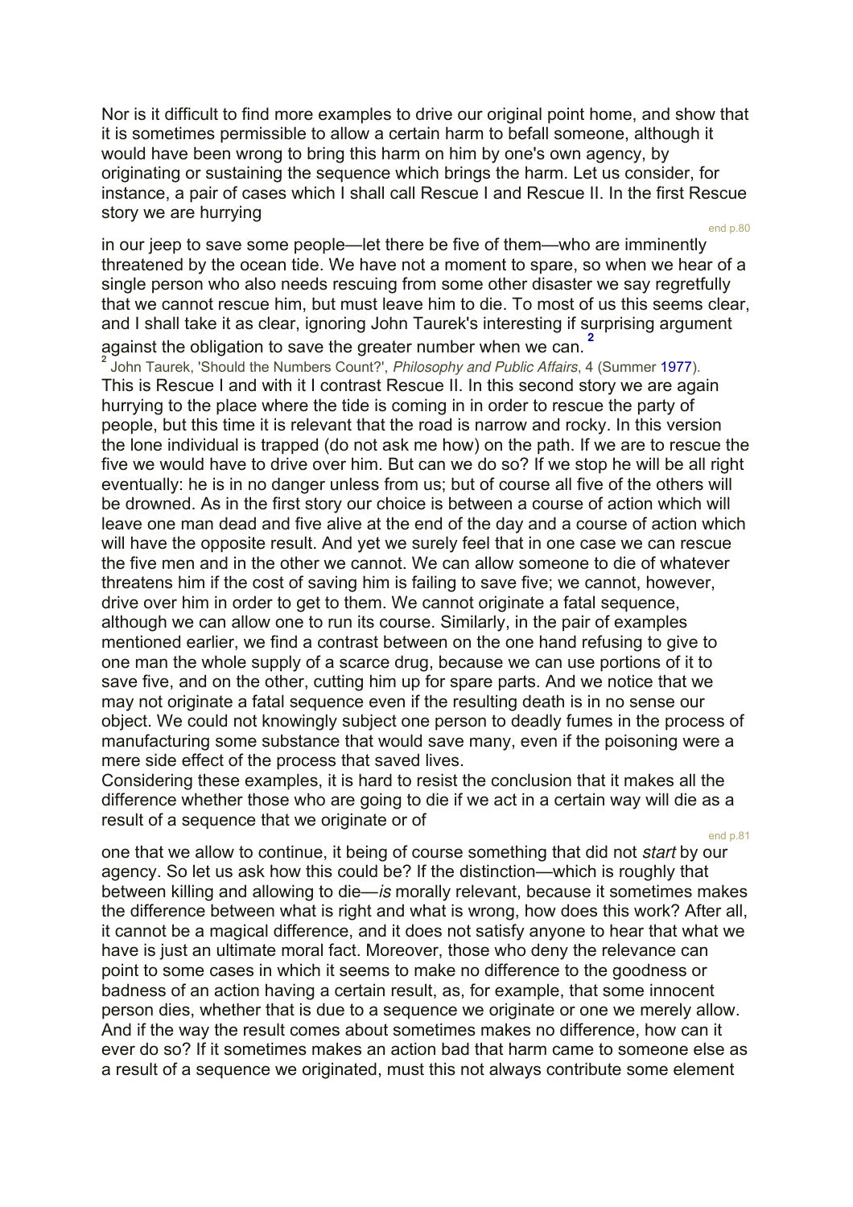Nor is it difficult to find more examples to drive our original point home, and show that it is sometimes permissible to allow a certain harm to befall someone, although it would have been wrong to bring this harm on him by one's own agency, by originating or sustaining the sequence which brings the harm. Let us consider, for instance, a pair of cases which I shall call Rescue I and Rescue II. In the first Rescue story we are hurrying in our jeep to save some people—let there be five of them—who are imminently threatened by the ocean tide. We have not a moment to spare, so when we hear of a single person who also needs rescuing from some other disaster we say regretfully that we cannot rescue him, but must leave him to die. To most of us this seems clear, and I shall take it as clear, ignoring John Taurek's interesting if surprising argument against the obligation to save the greater number when we can.[2]

[2] John Taurek, 'Should the Numbers Count?', *Philosophy and Public Affairs*, 4 (Summer 1977).

This is Rescue I and with it I contrast Rescue II. In this second story we are again hurrying to the place where the tide is coming in in order to rescue the party of people, but this time it is relevant that the road is narrow and rocky. In this version the lone individual is trapped (do not ask me how) on the path. If we are to rescue the five we would have to drive over him. But can we do so? If we stop he will be all right eventually: he is in no danger unless from us; but of course all five of the others will be drowned. As in the first story our choice is between a course of action which will leave one man dead and five alive at the end of the day and a course of action which will have the opposite result. And yet we surely feel that in one case we can rescue the five men and in the other we cannot. We can allow someone to die of whatever threatens him if the cost of saving him is failing to save five; we cannot, however, drive over him in order to get to them. We cannot originate a fatal sequence, although we can allow one to run its course. Similarly, in the pair of examples mentioned earlier, we find a contrast between on the one hand refusing to give to one man the whole supply of a scarce drug, because we can use portions of it to save five, and on the other, cutting him up for spare parts. And we notice that we may not originate a fatal sequence even if the resulting death is in no sense our object. We could not knowingly subject one person to deadly fumes in the process of manufacturing some substance that would save many, even if the poisoning were a mere side effect of the process that saved lives.

Considering these examples, it is hard to resist the conclusion that it makes all the difference whether those who are going to die if we act in a certain way will die as a result of a sequence that we originate or of one that we allow to continue, it being of course something that did not *start* by our agency. So let us ask how this could be? If the distinction—which is roughly that between killing and allowing to die—*is* morally relevant, because it sometimes makes the difference between what is right and what is wrong, how does this work? After all, it cannot be a magical difference, and it does not satisfy anyone to hear that what we have is just an ultimate moral fact. Moreover, those who deny the relevance can point to some cases in which it seems to make no difference to the goodness or badness of an action having a certain result, as, for example, that some innocent person dies, whether that is due to a sequence we originate or one we merely allow. And if the way the result comes about sometimes makes no difference, how can it ever do so? If it sometimes makes an action bad that harm came to someone else as a result of a sequence we originated, must this not always contribute some element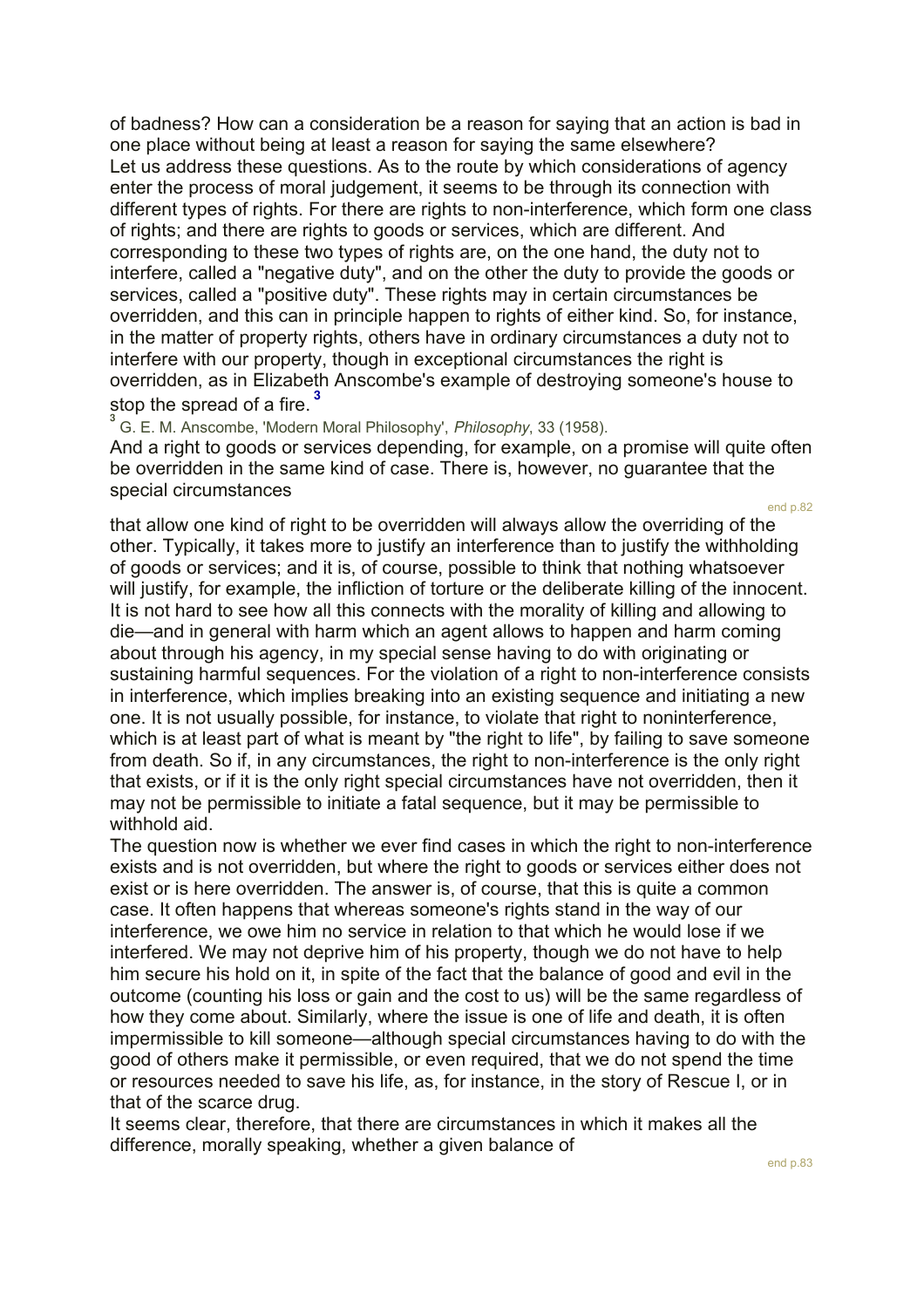of badness? How can a consideration be a reason for saying that an action is bad in one place without being at least a reason for saying the same elsewhere?

Let us address these questions. As to the route by which considerations of agency enter the process of moral judgement, it seems to be through its connection with different types of rights. For there are rights to non-interference, which form one class of rights; and there are rights to goods or services, which are different. And corresponding to these two types of rights are, on the one hand, the duty not to interfere, called a "negative duty", and on the other the duty to provide the goods or services, called a "positive duty". These rights may in certain circumstances be overridden, and this can in principle happen to rights of either kind. So, for instance, in the matter of property rights, others have in ordinary circumstances a duty not to interfere with our property, though in exceptional circumstances the right is overridden, as in Elizabeth Anscombe's example of destroying someone's house to stop the spread of a fire.[3]

[3] G. E. M. Anscombe, 'Modern Moral Philosophy', *Philosophy*, 33 (1958).

And a right to goods or services depending, for example, on a promise will quite often be overridden in the same kind of case. There is, however, no guarantee that the special circumstances that allow one kind of right to be overridden will always allow the overriding of the other. Typically, it takes more to justify an interference than to justify the withholding of goods or services; and it is, of course, possible to think that nothing whatsoever will justify, for example, the infliction of torture or the deliberate killing of the innocent. It is not hard to see how all this connects with the morality of killing and allowing to die—and in general with harm which an agent allows to happen and harm coming about through his agency, in my special sense having to do with originating or sustaining harmful sequences. For the violation of a right to non-interference consists in interference, which implies breaking into an existing sequence and initiating a new one. It is not usually possible, for instance, to violate that right to noninterference, which is at least part of what is meant by "the right to life", by failing to save someone from death. So if, in any circumstances, the right to non-interference is the only right that exists, or if it is the only right special circumstances have not overridden, then it may not be permissible to initiate a fatal sequence, but it may be permissible to withhold aid.

The question now is whether we ever find cases in which the right to non-interference exists and is not overridden, but where the right to goods or services either does not exist or is here overridden. The answer is, of course, that this is quite a common case. It often happens that whereas someone's rights stand in the way of our interference, we owe him no service in relation to that which he would lose if we interfered. We may not deprive him of his property, though we do not have to help him secure his hold on it, in spite of the fact that the balance of good and evil in the outcome (counting his loss or gain and the cost to us) will be the same regardless of how they come about. Similarly, where the issue is one of life and death, it is often impermissible to kill someone—although special circumstances having to do with the good of others make it permissible, or even required, that we do not spend the time or resources needed to save his life, as, for instance, in the story of Rescue I, or in that of the scarce drug.

It seems clear, therefore, that there are circumstances in which it makes all the difference, morally speaking, whether a given balance of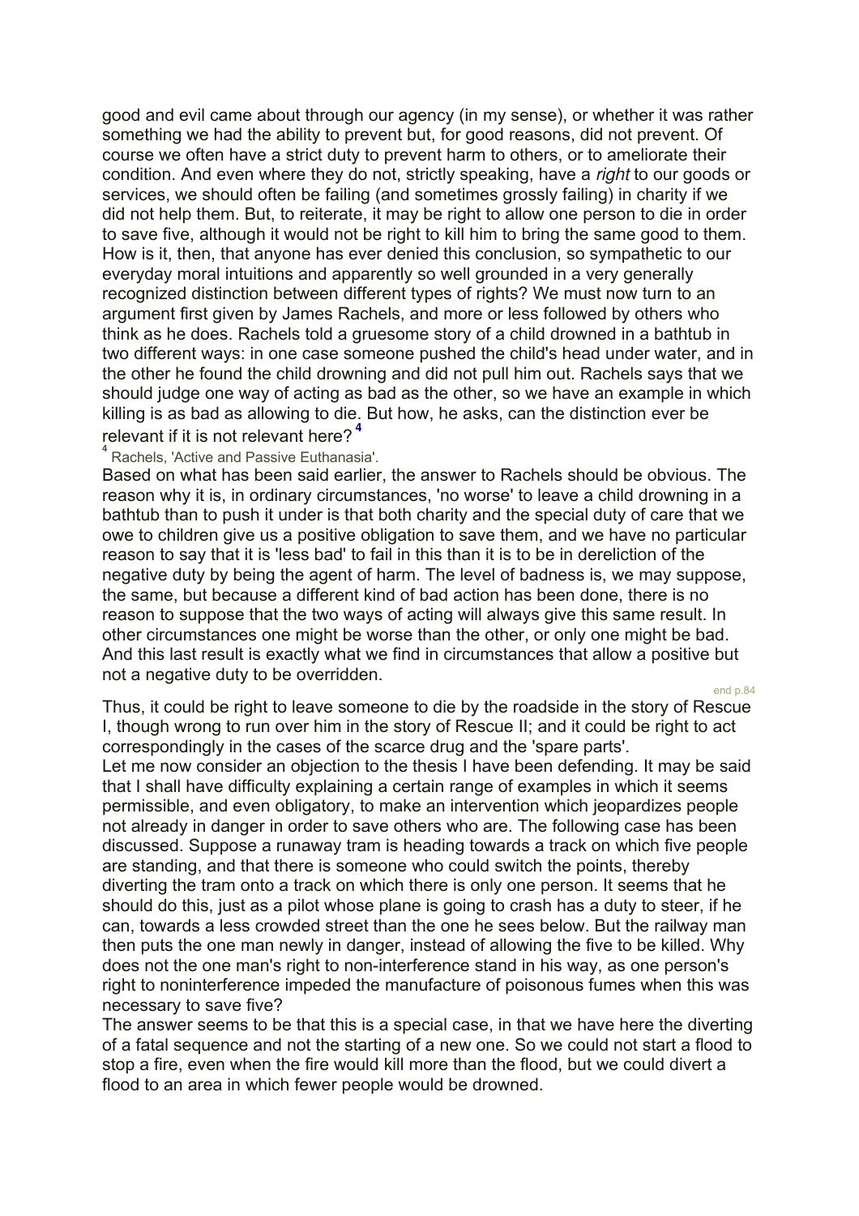good and evil came about through our agency (in my sense), or whether it was rather something we had the ability to prevent but, for good reasons, did not prevent. Of course we often have a strict duty to prevent harm to others, or to ameliorate their condition. And even where they do not, strictly speaking, have a *right* to our goods or services, we should often be failing (and sometimes grossly failing) in charity if we did not help them. But, to reiterate, it may be right to allow one person to die in order to save five, although it would not be right to kill him to bring the same good to them. How is it, then, that anyone has ever denied this conclusion, so sympathetic to our everyday moral intuitions and apparently so well grounded in a very generally recognized distinction between different types of rights? We must now turn to an argument first given by James Rachels, and more or less followed by others who think as he does. Rachels told a gruesome story of a child drowned in a bathtub in two different ways: in one case someone pushed the child's head under water, and in the other he found the child drowning and did not pull him out. Rachels says that we should judge one way of acting as bad as the other, so we have an example in which killing is as bad as allowing to die. But how, he asks, can the distinction ever be relevant if it is not relevant here?[4]

[4] Rachels, 'Active and Passive Euthanasia'.

Based on what has been said earlier, the answer to Rachels should be obvious. The reason why it is, in ordinary circumstances, 'no worse' to leave a child drowning in a bathtub than to push it under is that both charity and the special duty of care that we owe to children give us a positive obligation to save them, and we have no particular reason to say that it is 'less bad' to fail in this than it is to be in dereliction of the negative duty by being the agent of harm. The level of badness is, we may suppose, the same, but because a different kind of bad action has been done, there is no reason to suppose that the two ways of acting will always give this same result. In other circumstances one might be worse than the other, or only one might be bad. And this last result is exactly what we find in circumstances that allow a positive but not a negative duty to be overridden.

end p.84

Thus, it could be right to leave someone to die by the roadside in the story of Rescue I, though wrong to run over him in the story of Rescue II; and it could be right to act correspondingly in the cases of the scarce drug and the 'spare parts'.

Let me now consider an objection to the thesis I have been defending. It may be said that I shall have difficulty explaining a certain range of examples in which it seems permissible, and even obligatory, to make an intervention which jeopardizes people not already in danger in order to save others who are. The following case has been discussed. Suppose a runaway tram is heading towards a track on which five people are standing, and that there is someone who could switch the points, thereby diverting the tram onto a track on which there is only one person. It seems that he should do this, just as a pilot whose plane is going to crash has a duty to steer, if he can, towards a less crowded street than the one he sees below. But the railway man then puts the one man newly in danger, instead of allowing the five to be killed. Why does not the one man's right to non-interference stand in his way, as one person's right to noninterference impeded the manufacture of poisonous fumes when this was necessary to save five?

The answer seems to be that this is a special case, in that we have here the diverting of a fatal sequence and not the starting of a new one. So we could not start a flood to stop a fire, even when the fire would kill more than the flood, but we could divert a flood to an area in which fewer people would be drowned.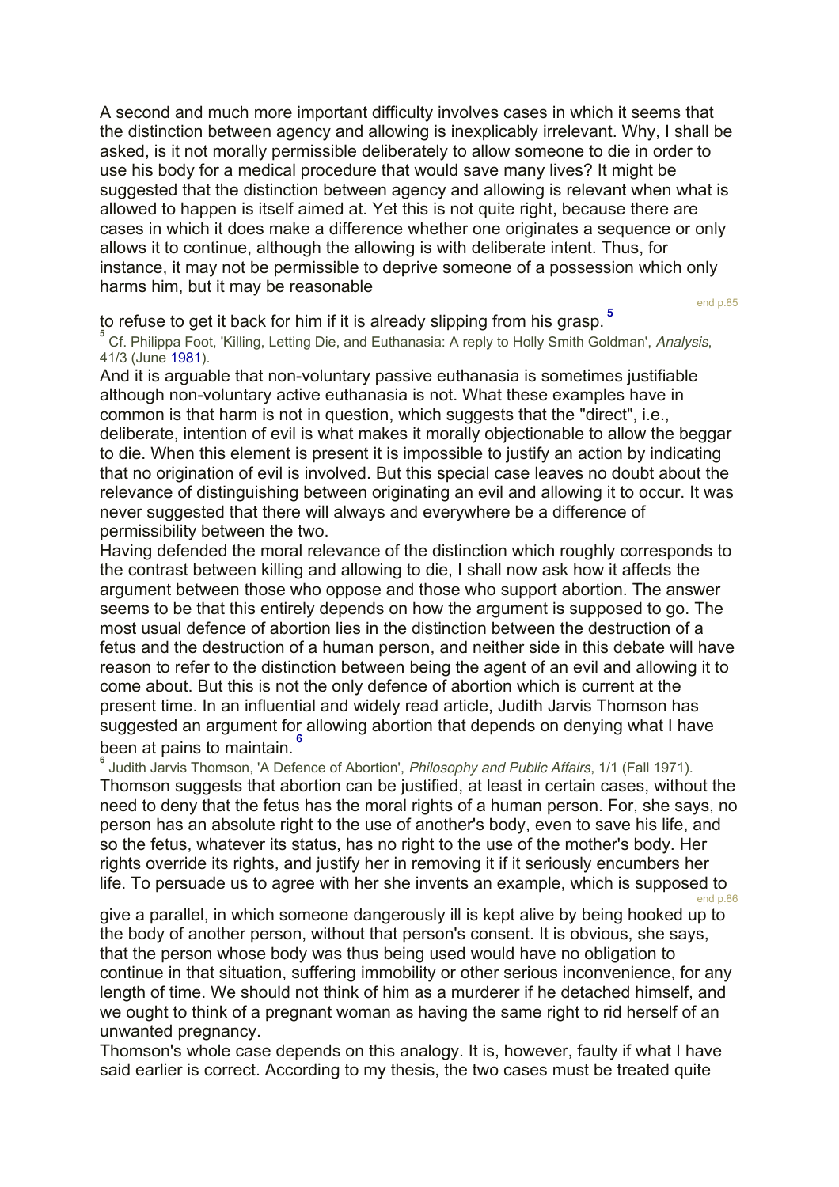A second and much more important difficulty involves cases in which it seems that the distinction between agency and allowing is inexplicably irrelevant. Why, I shall be asked, is it not morally permissible deliberately to allow someone to die in order to use his body for a medical procedure that would save many lives? It might be suggested that the distinction between agency and allowing is relevant when what is allowed to happen is itself aimed at. Yet this is not quite right, because there are cases in which it does make a difference whether one originates a sequence or only allows it to continue, although the allowing is with deliberate intent. Thus, for instance, it may not be permissible to deprive someone of a possession which only harms him, but it may be reasonable

end p.85

to refuse to get it back for him if it is already slipping from his grasp.[5]

[5] Cf. Philippa Foot, 'Killing, Letting Die, and Euthanasia: A reply to Holly Smith Goldman', *Analysis*, 41/3 (June 1981).

And it is arguable that non-voluntary passive euthanasia is sometimes justifiable although non-voluntary active euthanasia is not. What these examples have in common is that harm is not in question, which suggests that the "direct", i.e., deliberate, intention of evil is what makes it morally objectionable to allow the beggar to die. When this element is present it is impossible to justify an action by indicating that no origination of evil is involved. But this special case leaves no doubt about the relevance of distinguishing between originating an evil and allowing it to occur. It was never suggested that there will always and everywhere be a difference of permissibility between the two.

Having defended the moral relevance of the distinction which roughly corresponds to the contrast between killing and allowing to die, I shall now ask how it affects the argument between those who oppose and those who support abortion. The answer seems to be that this entirely depends on how the argument is supposed to go. The most usual defence of abortion lies in the distinction between the destruction of a fetus and the destruction of a human person, and neither side in this debate will have reason to refer to the distinction between being the agent of an evil and allowing it to come about. But this is not the only defence of abortion which is current at the present time. In an influential and widely read article, Judith Jarvis Thomson has suggested an argument for allowing abortion that depends on denying what I have been at pains to maintain.[6]

[6] Judith Jarvis Thomson, 'A Defence of Abortion', *Philosophy and Public Affairs*, 1/1 (Fall 1971).

Thomson suggests that abortion can be justified, at least in certain cases, without the need to deny that the fetus has the moral rights of a human person. For, she says, no person has an absolute right to the use of another's body, even to save his life, and so the fetus, whatever its status, has no right to the use of the mother's body. Her rights override its rights, and justify her in removing it if it seriously encumbers her life. To persuade us to agree with her she invents an example, which is supposed to

end p.86

give a parallel, in which someone dangerously ill is kept alive by being hooked up to the body of another person, without that person's consent. It is obvious, she says, that the person whose body was thus being used would have no obligation to continue in that situation, suffering immobility or other serious inconvenience, for any length of time. We should not think of him as a murderer if he detached himself, and we ought to think of a pregnant woman as having the same right to rid herself of an unwanted pregnancy.

Thomson's whole case depends on this analogy. It is, however, faulty if what I have said earlier is correct. According to my thesis, the two cases must be treated quite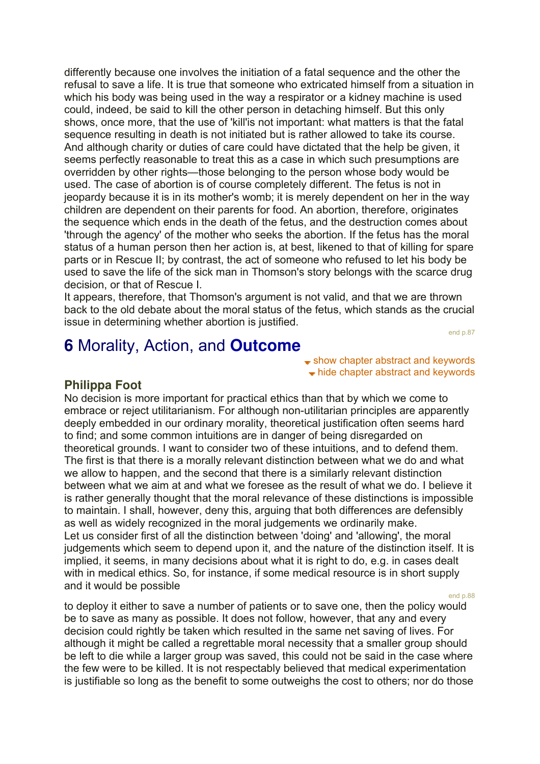differently because one involves the initiation of a fatal sequence and the other the refusal to save a life. It is true that someone who extricated himself from a situation in which his body was being used in the way a respirator or a kidney machine is used could, indeed, be said to kill the other person in detaching himself. But this only shows, once more, that the use of 'kill'is not important: what matters is that the fatal sequence resulting in death is not initiated but is rather allowed to take its course. And although charity or duties of care could have dictated that the help be given, it seems perfectly reasonable to treat this as a case in which such presumptions are overridden by other rights—those belonging to the person whose body would be used. The case of abortion is of course completely different. The fetus is not in jeopardy because it is in its mother's womb; it is merely dependent on her in the way children are dependent on their parents for food. An abortion, therefore, originates the sequence which ends in the death of the fetus, and the destruction comes about 'through the agency' of the mother who seeks the abortion. If the fetus has the moral status of a human person then her action is, at best, likened to that of killing for spare parts or in Rescue II; by contrast, the act of someone who refused to let his body be used to save the life of the sick man in Thomson's story belongs with the scarce drug decision, or that of Rescue I.

It appears, therefore, that Thomson's argument is not valid, and that we are thrown back to the old debate about the moral status of the fetus, which stands as the crucial issue in determining whether abortion is justified.

# 6 Morality, Action, and **Outcome**

## Philippa Foot

No decision is more important for practical ethics than that by which we come to embrace or reject utilitarianism. For although non-utilitarian principles are apparently deeply embedded in our ordinary morality, theoretical justification often seems hard to find; and some common intuitions are in danger of being disregarded on theoretical grounds. I want to consider two of these intuitions, and to defend them. The first is that there is a morally relevant distinction between what we do and what we allow to happen, and the second that there is a similarly relevant distinction between what we aim at and what we foresee as the result of what we do. I believe it is rather generally thought that the moral relevance of these distinctions is impossible to maintain. I shall, however, deny this, arguing that both differences are defensibly as well as widely recognized in the moral judgements we ordinarily make.

Let us consider first of all the distinction between 'doing' and 'allowing', the moral judgements which seem to depend upon it, and the nature of the distinction itself. It is implied, it seems, in many decisions about what it is right to do, e.g. in cases dealt with in medical ethics. So, for instance, if some medical resource is in short supply and it would be possible to deploy it either to save a number of patients or to save one, then the policy would be to save as many as possible. It does not follow, however, that any and every decision could rightly be taken which resulted in the same net saving of lives. For although it might be called a regrettable moral necessity that a smaller group should be left to die while a larger group was saved, this could not be said in the case where the few were to be killed. It is not respectably believed that medical experimentation is justifiable so long as the benefit to some outweighs the cost to others; nor do those